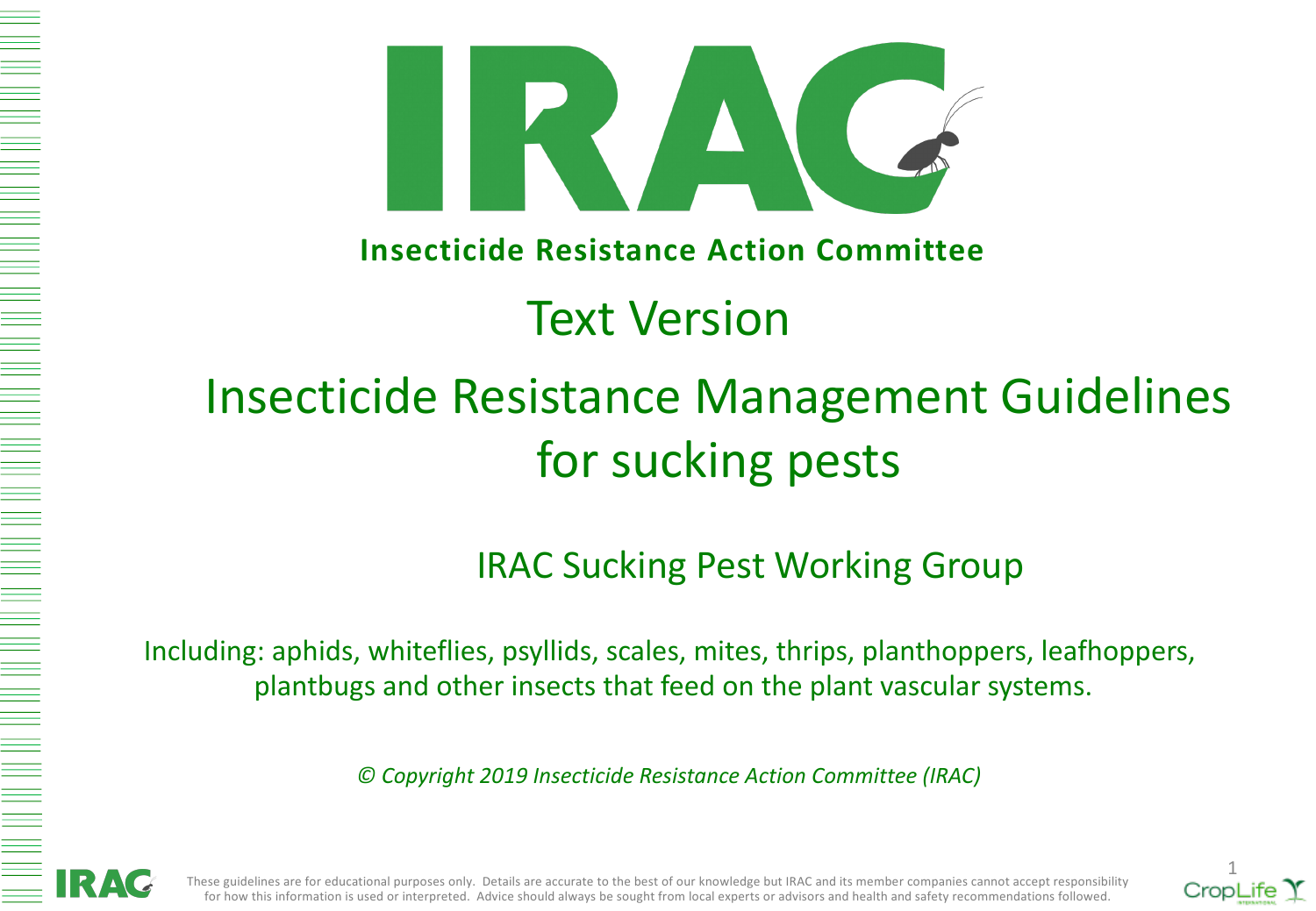# IRAC

**Insecticide Resistance Action Committee**

## Text Version

# Insecticide Resistance Management Guidelines for sucking pests

IRAC Sucking Pest Working Group

Including: aphids, whiteflies, psyllids, scales, mites, thrips, planthoppers, leafhoppers, plantbugs and other insects that feed on the plant vascular systems.

*© Copyright 2019 Insecticide Resistance Action Committee (IRAC)*

These guidelines are for educational purposes only. Details are accurate to the best of our knowledge but IRAC and its member companies cannot accept responsibility for how this information is used or interpreted. Advice should always be sought from local experts or advisors and health and safety recommendations followed.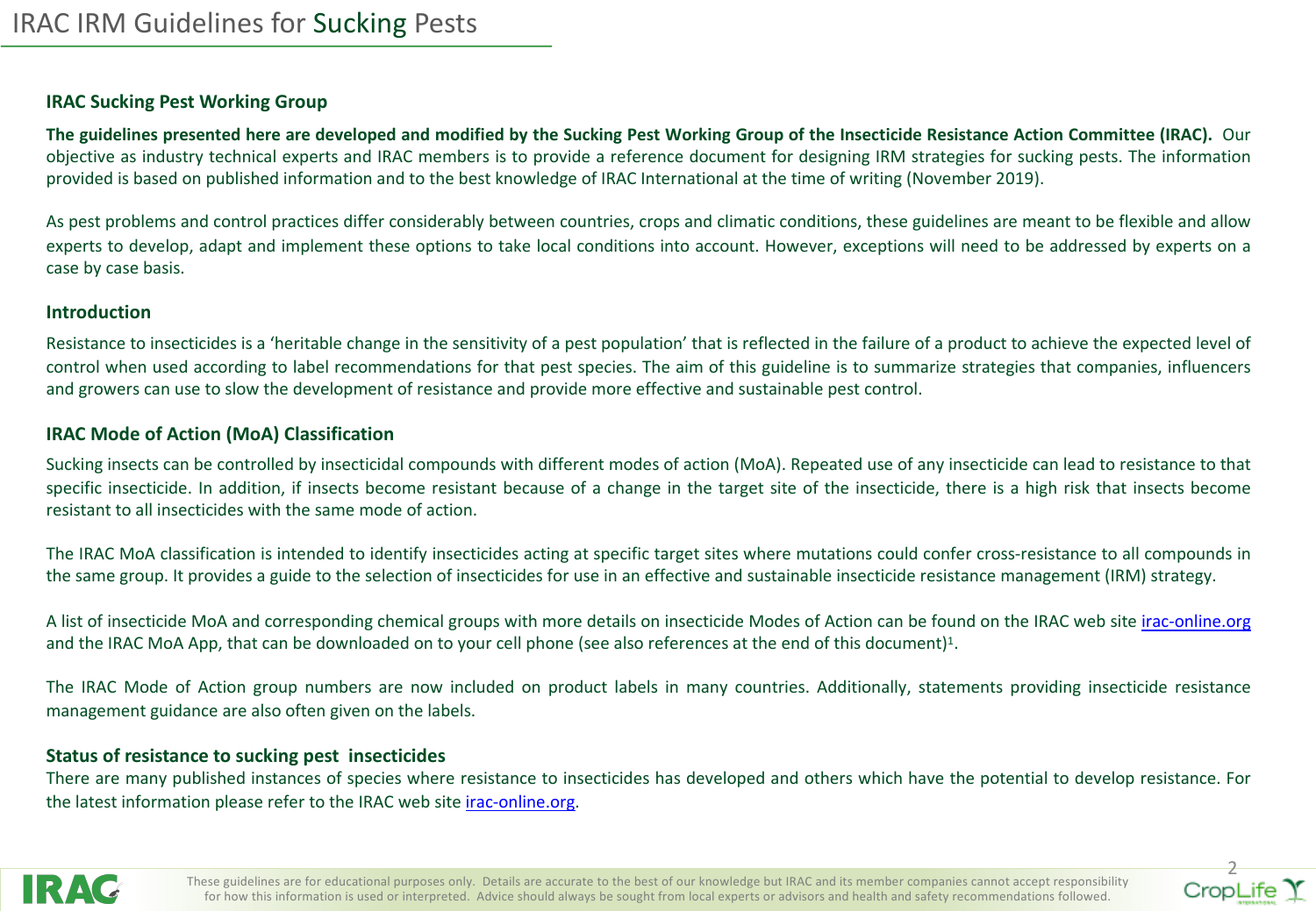## IRAC Sucking Pest Working Group

**The guidelines presented here are developed and modified by the Sucking Pest Working Group of the Insecticide Resistance Action Committee (IRAC).** Our objective as industry technical experts and IRAC members is to provide a reference document for designing IRM strategies for sucking pests. The information provided is based on published information and to the best knowledge of IRAC International at the time of writing (November 2019).

As pest problems and control practices differ considerably between countries, crops and climatic conditions, these guidelines are meant to be flexible and allow experts to develop, adapt and implement these options to take local conditions into account. However, exceptions will need to be addressed by experts on a case by case basis.

## Introduction

Resistance to insecticides is a 'heritable change in the sensitivity of a pest population' that is reflected in the failure of a product to achieve the expected level of control when used according to label recommendations for that pest species. The aim of this guideline is to summarize strategies that companies, influencers and growers can use to slow the development of resistance and provide more effective and sustainable pest control.

## IRAC Mode of Action (MoA) Classification

Sucking insects can be controlled by insecticidal compounds with different modes of action (MoA). Repeated use of any insecticide can lead to resistance to that specific insecticide. In addition, if insects become resistant because of a change in the target site of the insecticide, there is a high risk that insects become resistant to all insecticides with the same mode of action.

The IRAC MoA classification is intended to identify insecticides acting at specific target sites where mutations could confer cross-resistance to all compounds in the same group. It provides a guide to the selection of insecticides for use in an effective and sustainable insecticide resistance management (IRM) strategy.

A list of insecticide MoA and corresponding chemical groups with more details on insecticide Modes of Action can be found on the IRAC web site irac-online.org and the IRAC MoA App, that can be downloaded on to your cell phone (see also references at the end of this document)[1].

The IRAC Mode of Action group numbers are now included on product labels in many countries. Additionally, statements providing insecticide resistance management guidance are also often given on the labels.

## Status of resistance to sucking pest insecticides

There are many published instances of species where resistance to insecticides has developed and others which have the potential to develop resistance. For the latest information please refer to the IRAC web site irac-online.org.

These guidelines are for educational purposes only. Details are accurate to the best of our knowledge but IRAC and its member companies cannot accept responsibility for how this information is used or interpreted. Advice should always be sought from local experts or advisors and health and safety recommendations followed.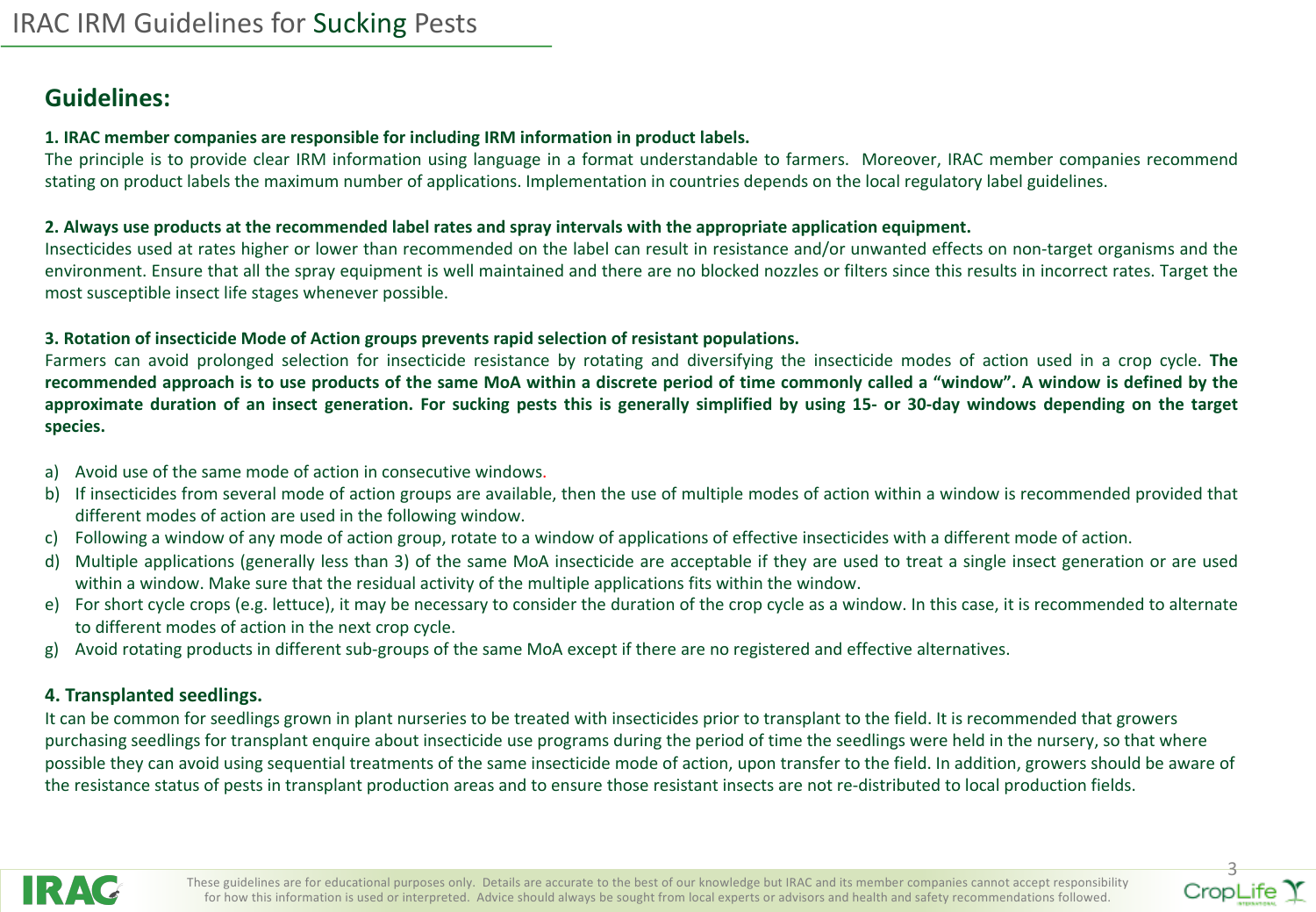## Guidelines:

**1. IRAC member companies are responsible for including IRM information in product labels.**

The principle is to provide clear IRM information using language in a format understandable to farmers. Moreover, IRAC member companies recommend stating on product labels the maximum number of applications. Implementation in countries depends on the local regulatory label guidelines.

**2. Always use products at the recommended label rates and spray intervals with the appropriate application equipment.**

Insecticides used at rates higher or lower than recommended on the label can result in resistance and/or unwanted effects on non-target organisms and the environment. Ensure that all the spray equipment is well maintained and there are no blocked nozzles or filters since this results in incorrect rates. Target the most susceptible insect life stages whenever possible.

**3. Rotation of insecticide Mode of Action groups prevents rapid selection of resistant populations.**

Farmers can avoid prolonged selection for insecticide resistance by rotating and diversifying the insecticide modes of action used in a crop cycle. **The recommended approach is to use products of the same MoA within a discrete period of time commonly called a "window". A window is defined by the approximate duration of an insect generation. For sucking pests this is generally simplified by using 15- or 30-day windows depending on the target species.**

a) Avoid use of the same mode of action in consecutive windows.
b) If insecticides from several mode of action groups are available, then the use of multiple modes of action within a window is recommended provided that different modes of action are used in the following window.
c) Following a window of any mode of action group, rotate to a window of applications of effective insecticides with a different mode of action.
d) Multiple applications (generally less than 3) of the same MoA insecticide are acceptable if they are used to treat a single insect generation or are used within a window. Make sure that the residual activity of the multiple applications fits within the window.
e) For short cycle crops (e.g. lettuce), it may be necessary to consider the duration of the crop cycle as a window. In this case, it is recommended to alternate to different modes of action in the next crop cycle.
g) Avoid rotating products in different sub-groups of the same MoA except if there are no registered and effective alternatives.

**4. Transplanted seedlings.**

It can be common for seedlings grown in plant nurseries to be treated with insecticides prior to transplant to the field. It is recommended that growers purchasing seedlings for transplant enquire about insecticide use programs during the period of time the seedlings were held in the nursery, so that where possible they can avoid using sequential treatments of the same insecticide mode of action, upon transfer to the field. In addition, growers should be aware of the resistance status of pests in transplant production areas and to ensure those resistant insects are not re-distributed to local production fields.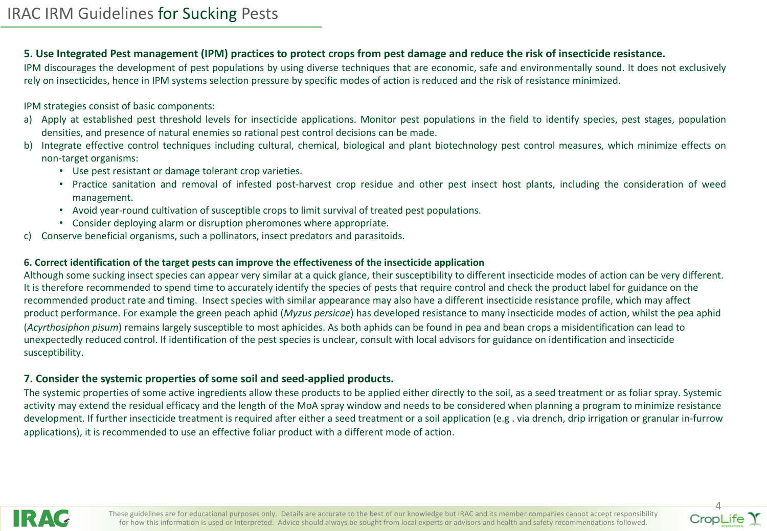## 5. Use Integrated Pest management (IPM) practices to protect crops from pest damage and reduce the risk of insecticide resistance.

IPM discourages the development of pest populations by using diverse techniques that are economic, safe and environmentally sound. It does not exclusively rely on insecticides, hence in IPM systems selection pressure by specific modes of action is reduced and the risk of resistance minimized.

IPM strategies consist of basic components:

a) Apply at established pest threshold levels for insecticide applications. Monitor pest populations in the field to identify species, pest stages, population densities, and presence of natural enemies so rational pest control decisions can be made.

b) Integrate effective control techniques including cultural, chemical, biological and plant biotechnology pest control measures, which minimize effects on non-target organisms:
   - Use pest resistant or damage tolerant crop varieties.
   - Practice sanitation and removal of infested post-harvest crop residue and other pest insect host plants, including the consideration of weed management.
   - Avoid year-round cultivation of susceptible crops to limit survival of treated pest populations.
   - Consider deploying alarm or disruption pheromones where appropriate.

c) Conserve beneficial organisms, such a pollinators, insect predators and parasitoids.

## 6. Correct identification of the target pests can improve the effectiveness of the insecticide application

Although some sucking insect species can appear very similar at a quick glance, their susceptibility to different insecticide modes of action can be very different. It is therefore recommended to spend time to accurately identify the species of pests that require control and check the product label for guidance on the recommended product rate and timing. Insect species with similar appearance may also have a different insecticide resistance profile, which may affect product performance. For example the green peach aphid (*Myzus persicae*) has developed resistance to many insecticide modes of action, whilst the pea aphid (*Acyrthosiphon pisum*) remains largely susceptible to most aphicides. As both aphids can be found in pea and bean crops a misidentification can lead to unexpectedly reduced control. If identification of the pest species is unclear, consult with local advisors for guidance on identification and insecticide susceptibility.

## 7. Consider the systemic properties of some soil and seed-applied products.

The systemic properties of some active ingredients allow these products to be applied either directly to the soil, as a seed treatment or as foliar spray. Systemic activity may extend the residual efficacy and the length of the MoA spray window and needs to be considered when planning a program to minimize resistance development. If further insecticide treatment is required after either a seed treatment or a soil application (e.g . via drench, drip irrigation or granular in-furrow applications), it is recommended to use an effective foliar product with a different mode of action.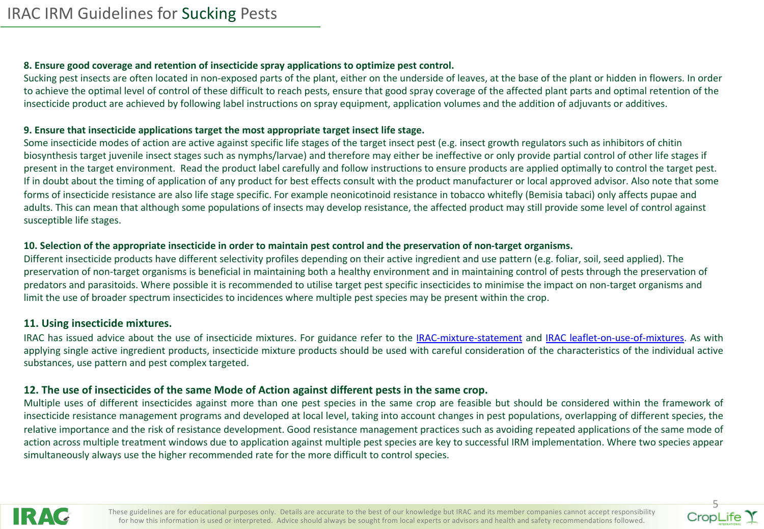**8. Ensure good coverage and retention of insecticide spray applications to optimize pest control.**

Sucking pest insects are often located in non-exposed parts of the plant, either on the underside of leaves, at the base of the plant or hidden in flowers. In order to achieve the optimal level of control of these difficult to reach pests, ensure that good spray coverage of the affected plant parts and optimal retention of the insecticide product are achieved by following label instructions on spray equipment, application volumes and the addition of adjuvants or additives.

**9. Ensure that insecticide applications target the most appropriate target insect life stage.**

Some insecticide modes of action are active against specific life stages of the target insect pest (e.g. insect growth regulators such as inhibitors of chitin biosynthesis target juvenile insect stages such as nymphs/larvae) and therefore may either be ineffective or only provide partial control of other life stages if present in the target environment. Read the product label carefully and follow instructions to ensure products are applied optimally to control the target pest. If in doubt about the timing of application of any product for best effects consult with the product manufacturer or local approved advisor. Also note that some forms of insecticide resistance are also life stage specific. For example neonicotinoid resistance in tobacco whitefly (Bemisia tabaci) only affects pupae and adults. This can mean that although some populations of insects may develop resistance, the affected product may still provide some level of control against susceptible life stages.

**10. Selection of the appropriate insecticide in order to maintain pest control and the preservation of non-target organisms.**

Different insecticide products have different selectivity profiles depending on their active ingredient and use pattern (e.g. foliar, soil, seed applied). The preservation of non-target organisms is beneficial in maintaining both a healthy environment and in maintaining control of pests through the preservation of predators and parasitoids. Where possible it is recommended to utilise target pest specific insecticides to minimise the impact on non-target organisms and limit the use of broader spectrum insecticides to incidences where multiple pest species may be present within the crop.

**11. Using insecticide mixtures.**

IRAC has issued advice about the use of insecticide mixtures. For guidance refer to the IRAC-mixture-statement and IRAC leaflet-on-use-of-mixtures. As with applying single active ingredient products, insecticide mixture products should be used with careful consideration of the characteristics of the individual active substances, use pattern and pest complex targeted.

**12. The use of insecticides of the same Mode of Action against different pests in the same crop.**

Multiple uses of different insecticides against more than one pest species in the same crop are feasible but should be considered within the framework of insecticide resistance management programs and developed at local level, taking into account changes in pest populations, overlapping of different species, the relative importance and the risk of resistance development. Good resistance management practices such as avoiding repeated applications of the same mode of action across multiple treatment windows due to application against multiple pest species are key to successful IRM implementation. Where two species appear simultaneously always use the higher recommended rate for the more difficult to control species.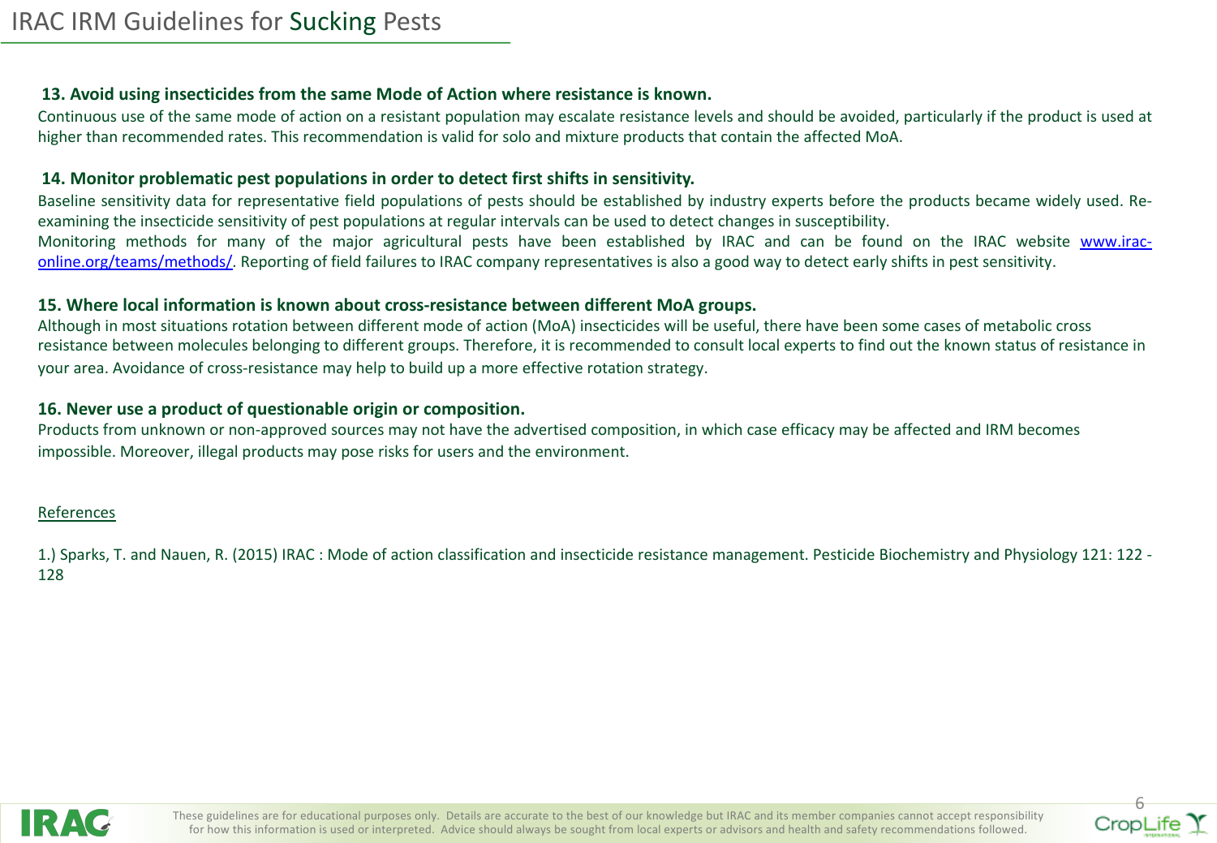**13. Avoid using insecticides from the same Mode of Action where resistance is known.**

Continuous use of the same mode of action on a resistant population may escalate resistance levels and should be avoided, particularly if the product is used at higher than recommended rates. This recommendation is valid for solo and mixture products that contain the affected MoA.

**14. Monitor problematic pest populations in order to detect first shifts in sensitivity.**

Baseline sensitivity data for representative field populations of pests should be established by industry experts before the products became widely used. Re-examining the insecticide sensitivity of pest populations at regular intervals can be used to detect changes in susceptibility.

Monitoring methods for many of the major agricultural pests have been established by IRAC and can be found on the IRAC website [www.irac-online.org/teams/methods/](www.irac-online.org/teams/methods/). Reporting of field failures to IRAC company representatives is also a good way to detect early shifts in pest sensitivity.

**15. Where local information is known about cross-resistance between different MoA groups.**

Although in most situations rotation between different mode of action (MoA) insecticides will be useful, there have been some cases of metabolic cross resistance between molecules belonging to different groups. Therefore, it is recommended to consult local experts to find out the known status of resistance in your area. Avoidance of cross-resistance may help to build up a more effective rotation strategy.

**16. Never use a product of questionable origin or composition.**

Products from unknown or non-approved sources may not have the advertised composition, in which case efficacy may be affected and IRM becomes impossible. Moreover, illegal products may pose risks for users and the environment.

References

1.) Sparks, T. and Nauen, R. (2015) IRAC : Mode of action classification and insecticide resistance management. Pesticide Biochemistry and Physiology 121: 122 - 128

These guidelines are for educational purposes only. Details are accurate to the best of our knowledge but IRAC and its member companies cannot accept responsibility for how this information is used or interpreted. Advice should always be sought from local experts or advisors and health and safety recommendations followed.